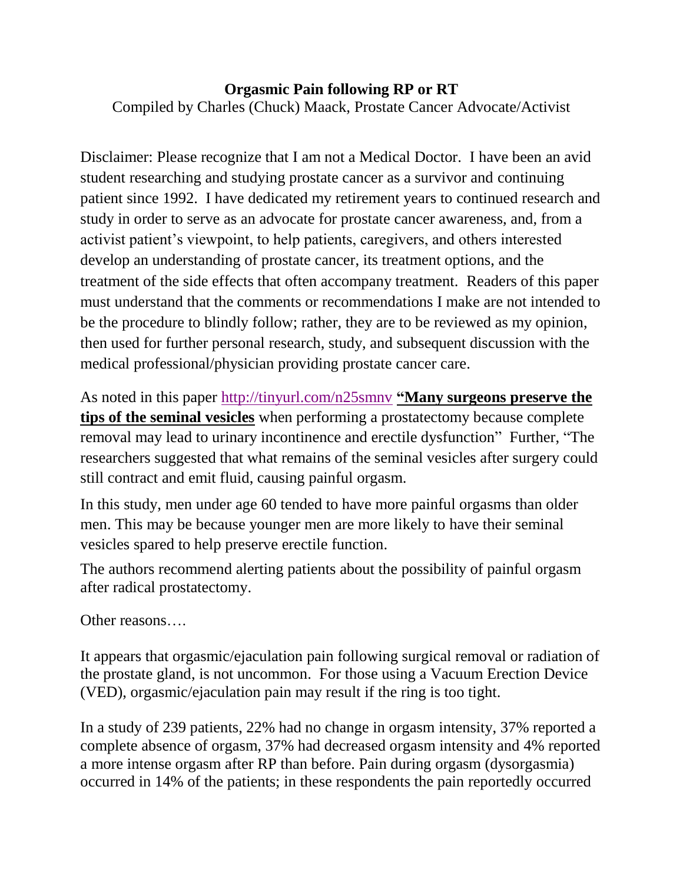# Orgasmic Pain following RP or RT

Compiled by Charles (Chuck) Maack, Prostate Cancer Advocate/Activist

Disclaimer: Please recognize that I am not a Medical Doctor. I have been an avid student researching and studying prostate cancer as a survivor and continuing patient since 1992. I have dedicated my retirement years to continued research and study in order to serve as an advocate for prostate cancer awareness, and, from a activist patient's viewpoint, to help patients, caregivers, and others interested develop an understanding of prostate cancer, its treatment options, and the treatment of the side effects that often accompany treatment. Readers of this paper must understand that the comments or recommendations I make are not intended to be the procedure to blindly follow; rather, they are to be reviewed as my opinion, then used for further personal research, study, and subsequent discussion with the medical professional/physician providing prostate cancer care.

As noted in this paper http://tinyurl.com/n25smnv **"Many surgeons preserve the tips of the seminal vesicles** when performing a prostatectomy because complete removal may lead to urinary incontinence and erectile dysfunction" Further, "The researchers suggested that what remains of the seminal vesicles after surgery could still contract and emit fluid, causing painful orgasm.

In this study, men under age 60 tended to have more painful orgasms than older men. This may be because younger men are more likely to have their seminal vesicles spared to help preserve erectile function.

The authors recommend alerting patients about the possibility of painful orgasm after radical prostatectomy.

Other reasons….

It appears that orgasmic/ejaculation pain following surgical removal or radiation of the prostate gland, is not uncommon. For those using a Vacuum Erection Device (VED), orgasmic/ejaculation pain may result if the ring is too tight.

In a study of 239 patients, 22% had no change in orgasm intensity, 37% reported a complete absence of orgasm, 37% had decreased orgasm intensity and 4% reported a more intense orgasm after RP than before. Pain during orgasm (dysorgasmia) occurred in 14% of the patients; in these respondents the pain reportedly occurred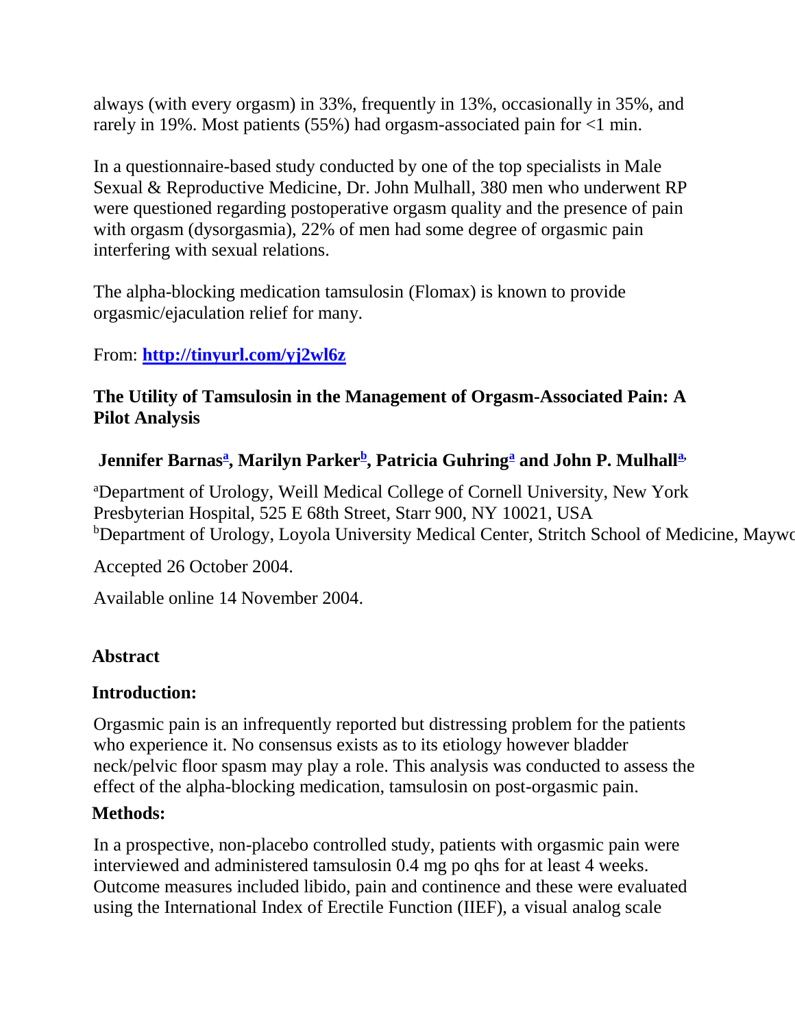always (with every orgasm) in 33%, frequently in 13%, occasionally in 35%, and rarely in 19%. Most patients (55%) had orgasm-associated pain for <1 min.

In a questionnaire-based study conducted by one of the top specialists in Male Sexual & Reproductive Medicine, Dr. John Mulhall, 380 men who underwent RP were questioned regarding postoperative orgasm quality and the presence of pain with orgasm (dysorgasmia), 22% of men had some degree of orgasmic pain interfering with sexual relations.

The alpha-blocking medication tamsulosin (Flomax) is known to provide orgasmic/ejaculation relief for many.

From: **http://tinyurl.com/yj2wl6z**

**The Utility of Tamsulosin in the Management of Orgasm-Associated Pain: A Pilot Analysis**

**Jennifer Barnas[a], Marilyn Parker[b], Patricia Guhring[a] and John P. Mulhall[a]**

[a]Department of Urology, Weill Medical College of Cornell University, New York Presbyterian Hospital, 525 E 68th Street, Starr 900, NY 10021, USA
[b]Department of Urology, Loyola University Medical Center, Stritch School of Medicine, Maywo

Accepted 26 October 2004.

Available online 14 November 2004.

## Abstract

### Introduction:

Orgasmic pain is an infrequently reported but distressing problem for the patients who experience it. No consensus exists as to its etiology however bladder neck/pelvic floor spasm may play a role. This analysis was conducted to assess the effect of the alpha-blocking medication, tamsulosin on post-orgasmic pain.

### Methods:

In a prospective, non-placebo controlled study, patients with orgasmic pain were interviewed and administered tamsulosin 0.4 mg po qhs for at least 4 weeks. Outcome measures included libido, pain and continence and these were evaluated using the International Index of Erectile Function (IIEF), a visual analog scale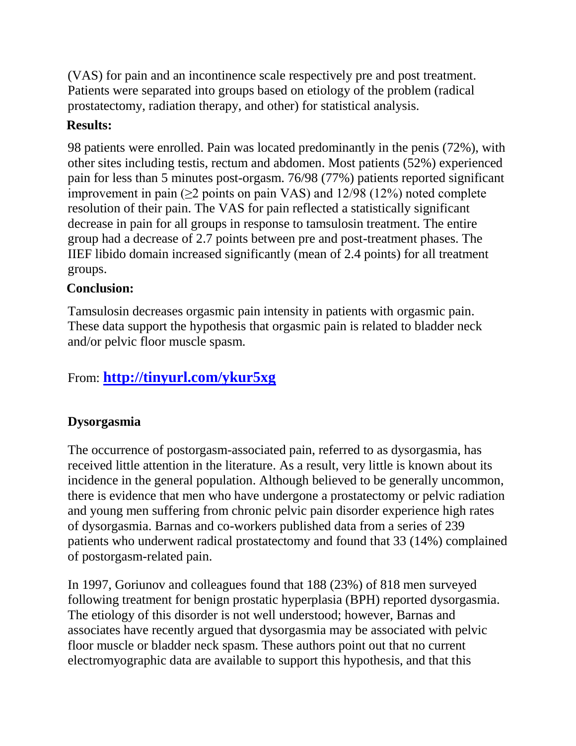(VAS) for pain and an incontinence scale respectively pre and post treatment. Patients were separated into groups based on etiology of the problem (radical prostatectomy, radiation therapy, and other) for statistical analysis.

**Results:**

98 patients were enrolled. Pain was located predominantly in the penis (72%), with other sites including testis, rectum and abdomen. Most patients (52%) experienced pain for less than 5 minutes post-orgasm. 76/98 (77%) patients reported significant improvement in pain ($\geq$2 points on pain VAS) and 12/98 (12%) noted complete resolution of their pain. The VAS for pain reflected a statistically significant decrease in pain for all groups in response to tamsulosin treatment. The entire group had a decrease of 2.7 points between pre and post-treatment phases. The IIEF libido domain increased significantly (mean of 2.4 points) for all treatment groups.

**Conclusion:**

Tamsulosin decreases orgasmic pain intensity in patients with orgasmic pain. These data support the hypothesis that orgasmic pain is related to bladder neck and/or pelvic floor muscle spasm.

From: **[http://tinyurl.com/ykur5xg](http://tinyurl.com/ykur5xg)**

**Dysorgasmia**

The occurrence of postorgasm-associated pain, referred to as dysorgasmia, has received little attention in the literature. As a result, very little is known about its incidence in the general population. Although believed to be generally uncommon, there is evidence that men who have undergone a prostatectomy or pelvic radiation and young men suffering from chronic pelvic pain disorder experience high rates of dysorgasmia. Barnas and co-workers published data from a series of 239 patients who underwent radical prostatectomy and found that 33 (14%) complained of postorgasm-related pain.

In 1997, Goriunov and colleagues found that 188 (23%) of 818 men surveyed following treatment for benign prostatic hyperplasia (BPH) reported dysorgasmia. The etiology of this disorder is not well understood; however, Barnas and associates have recently argued that dysorgasmia may be associated with pelvic floor muscle or bladder neck spasm. These authors point out that no current electromyographic data are available to support this hypothesis, and that this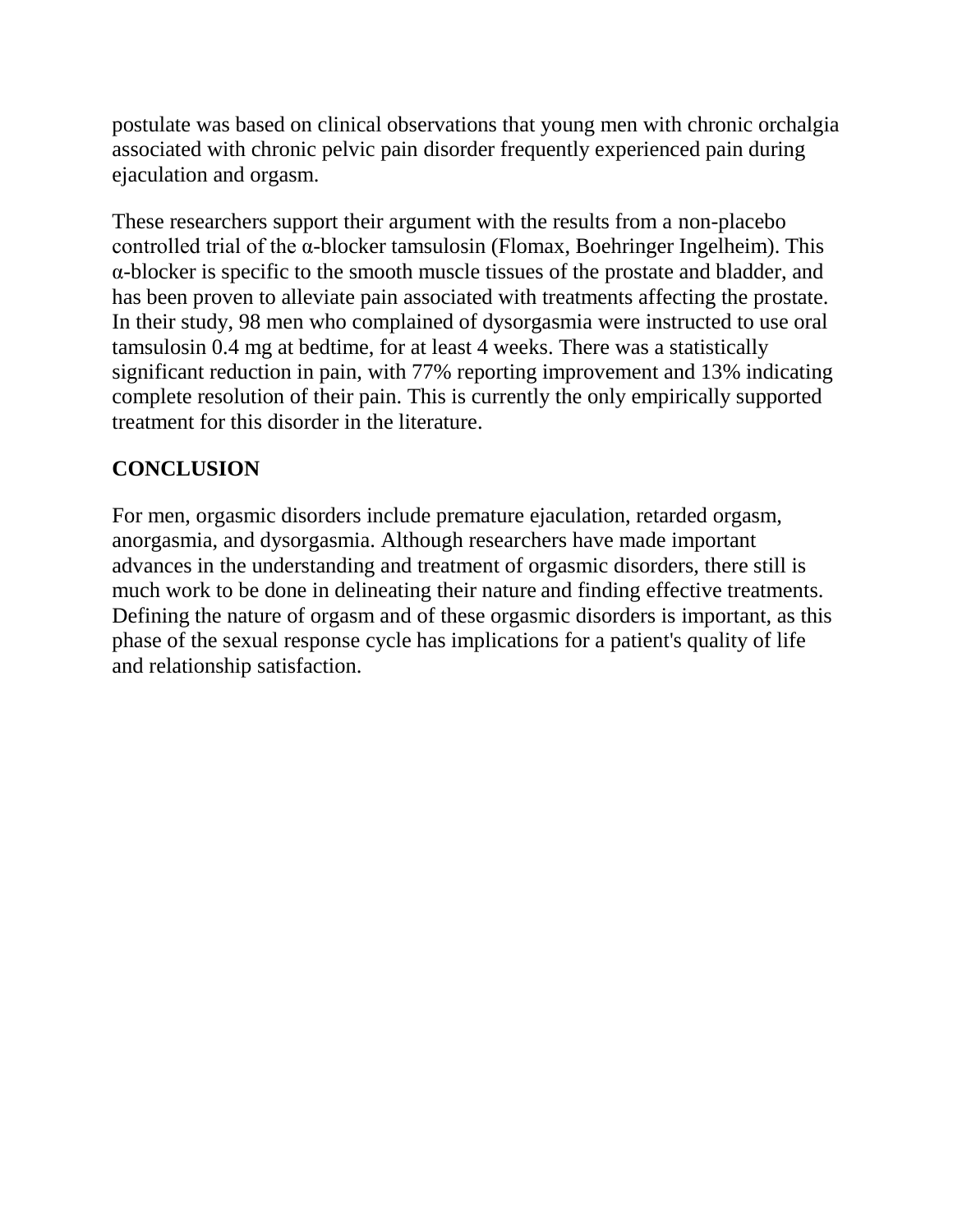postulate was based on clinical observations that young men with chronic orchalgia associated with chronic pelvic pain disorder frequently experienced pain during ejaculation and orgasm.

These researchers support their argument with the results from a non-placebo controlled trial of the α-blocker tamsulosin (Flomax, Boehringer Ingelheim). This α-blocker is specific to the smooth muscle tissues of the prostate and bladder, and has been proven to alleviate pain associated with treatments affecting the prostate. In their study, 98 men who complained of dysorgasmia were instructed to use oral tamsulosin 0.4 mg at bedtime, for at least 4 weeks. There was a statistically significant reduction in pain, with 77% reporting improvement and 13% indicating complete resolution of their pain. This is currently the only empirically supported treatment for this disorder in the literature.

## CONCLUSION

For men, orgasmic disorders include premature ejaculation, retarded orgasm, anorgasmia, and dysorgasmia. Although researchers have made important advances in the understanding and treatment of orgasmic disorders, there still is much work to be done in delineating their nature and finding effective treatments. Defining the nature of orgasm and of these orgasmic disorders is important, as this phase of the sexual response cycle has implications for a patient's quality of life and relationship satisfaction.